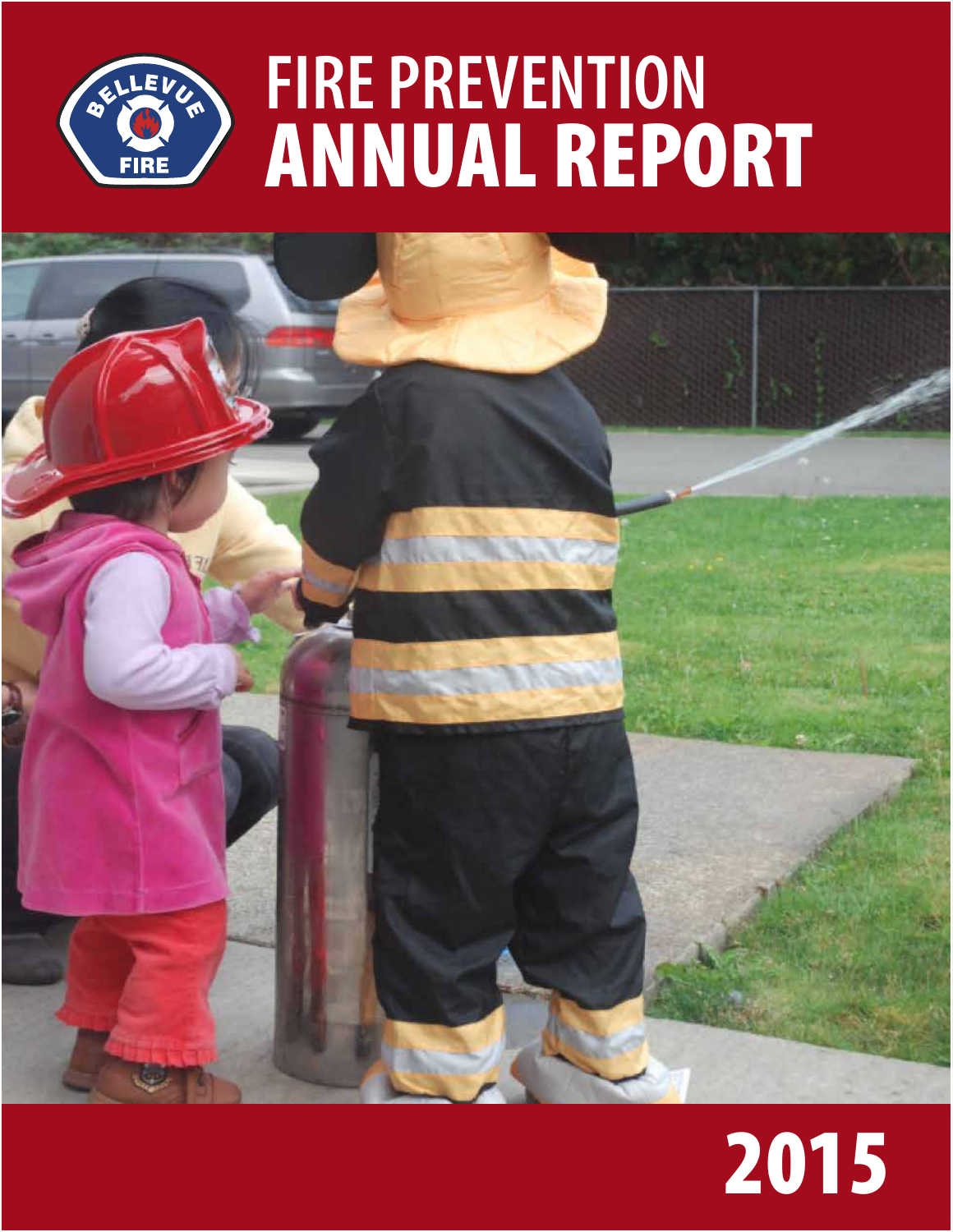# FIRE PREVENTION ANNUAL REPORT

2015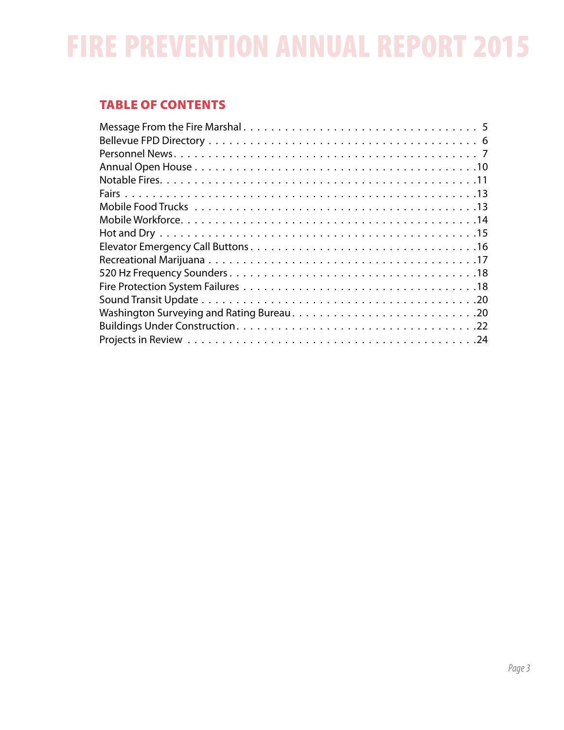# FIRE PREVENTION ANNUAL REPORT 2015

## TABLE OF CONTENTS

| | |
|---|---|
| Message From the Fire Marshal | 5 |
| Bellevue FPD Directory | 6 |
| Personnel News | 7 |
| Annual Open House | 10 |
| Notable Fires | 11 |
| Fairs | 13 |
| Mobile Food Trucks | 13 |
| Mobile Workforce | 14 |
| Hot and Dry | 15 |
| Elevator Emergency Call Buttons | 16 |
| Recreational Marijuana | 17 |
| 520 Hz Frequency Sounders | 18 |
| Fire Protection System Failures | 18 |
| Sound Transit Update | 20 |
| Washington Surveying and Rating Bureau | 20 |
| Buildings Under Construction | 22 |
| Projects in Review | 24 |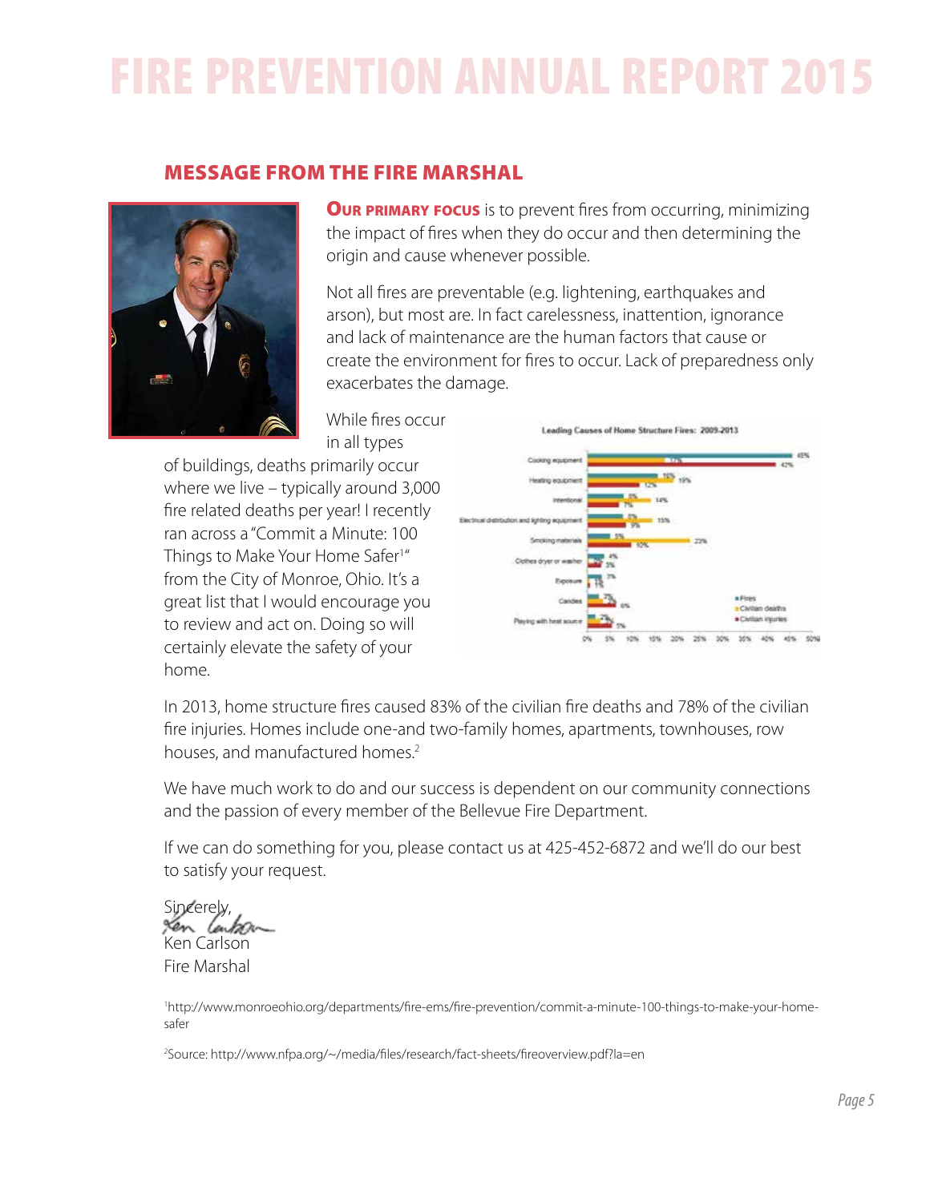# FIRE PREVENTION ANNUAL REPORT 2015

## MESSAGE FROM THE FIRE MARSHAL

**OUR PRIMARY FOCUS** is to prevent fires from occurring, minimizing the impact of fires when they do occur and then determining the origin and cause whenever possible.

Not all fires are preventable (e.g. lightening, earthquakes and arson), but most are. In fact carelessness, inattention, ignorance and lack of maintenance are the human factors that cause or create the environment for fires to occur. Lack of preparedness only exacerbates the damage.

While fires occur in all types of buildings, deaths primarily occur where we live – typically around 3,000 fire related deaths per year! I recently ran across a "Commit a Minute: 100 Things to Make Your Home Safer[1]" from the City of Monroe, Ohio. It's a great list that I would encourage you to review and act on. Doing so will certainly elevate the safety of your home.

In 2013, home structure fires caused 83% of the civilian fire deaths and 78% of the civilian fire injuries. Homes include one-and two-family homes, apartments, townhouses, row houses, and manufactured homes.[2]

We have much work to do and our success is dependent on our community connections and the passion of every member of the Bellevue Fire Department.

If we can do something for you, please contact us at 425-452-6872 and we'll do our best to satisfy your request.

Sincerely,

Ken Carlson
Fire Marshal

[1]http://www.monroeohio.org/departments/fire-ems/fire-prevention/commit-a-minute-100-things-to-make-your-home-safer

[2]Source: http://www.nfpa.org/~/media/files/research/fact-sheets/fireoverview.pdf?la=en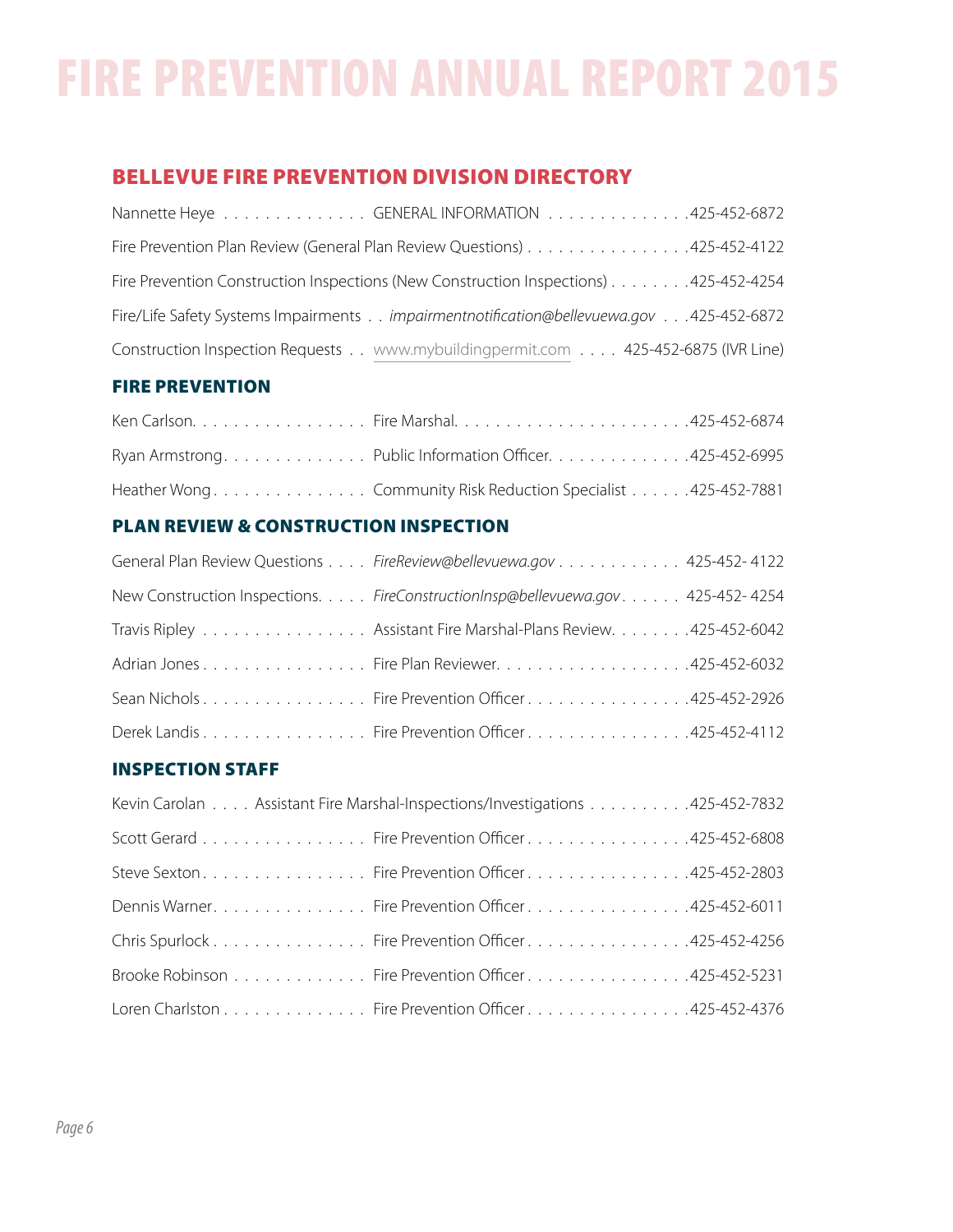# FIRE PREVENTION ANNUAL REPORT 2015

## BELLEVUE FIRE PREVENTION DIVISION DIRECTORY

Nannette Heye . . . . . . . . . . . . . . GENERAL INFORMATION . . . . . . . . . . . . . .425-452-6872

Fire Prevention Plan Review (General Plan Review Questions) . . . . . . . . . . . . . . . .425-452-4122

Fire Prevention Construction Inspections (New Construction Inspections) . . . . . . . .425-452-4254

Fire/Life Safety Systems Impairments . . *impairmentnotification@bellevuewa.gov* . . .425-452-6872

Construction Inspection Requests . . www.mybuildingpermit.com . . . . 425-452-6875 (IVR Line)

### FIRE PREVENTION

Ken Carlson. . . . . . . . . . . . . . . . . Fire Marshal. . . . . . . . . . . . . . . . . . . . . . .425-452-6874

Ryan Armstrong. . . . . . . . . . . . . . Public Information Officer. . . . . . . . . . . . . .425-452-6995

Heather Wong . . . . . . . . . . . . . . . Community Risk Reduction Specialist . . . . . .425-452-7881

### PLAN REVIEW & CONSTRUCTION INSPECTION

General Plan Review Questions . . . . *FireReview@bellevuewa.gov* . . . . . . . . . . . . 425-452- 4122

New Construction Inspections. . . . . *FireConstructionInsp@bellevuewa.gov* . . . . . . 425-452- 4254

Travis Ripley . . . . . . . . . . . . . . . . Assistant Fire Marshal-Plans Review. . . . . . . .425-452-6042

Adrian Jones . . . . . . . . . . . . . . . . Fire Plan Reviewer. . . . . . . . . . . . . . . . . . .425-452-6032

Sean Nichols . . . . . . . . . . . . . . . . Fire Prevention Officer . . . . . . . . . . . . . . . .425-452-2926

Derek Landis . . . . . . . . . . . . . . . . Fire Prevention Officer . . . . . . . . . . . . . . . .425-452-4112

### INSPECTION STAFF

Kevin Carolan . . . . Assistant Fire Marshal-Inspections/Investigations . . . . . . . . . .425-452-7832

Scott Gerard . . . . . . . . . . . . . . . . Fire Prevention Officer . . . . . . . . . . . . . . . .425-452-6808

Steve Sexton . . . . . . . . . . . . . . . . Fire Prevention Officer . . . . . . . . . . . . . . . .425-452-2803

Dennis Warner. . . . . . . . . . . . . . . Fire Prevention Officer . . . . . . . . . . . . . . . .425-452-6011

Chris Spurlock . . . . . . . . . . . . . . . Fire Prevention Officer . . . . . . . . . . . . . . . .425-452-4256

Brooke Robinson . . . . . . . . . . . . . Fire Prevention Officer . . . . . . . . . . . . . . . .425-452-5231

Loren Charlston . . . . . . . . . . . . . . Fire Prevention Officer . . . . . . . . . . . . . . . .425-452-4376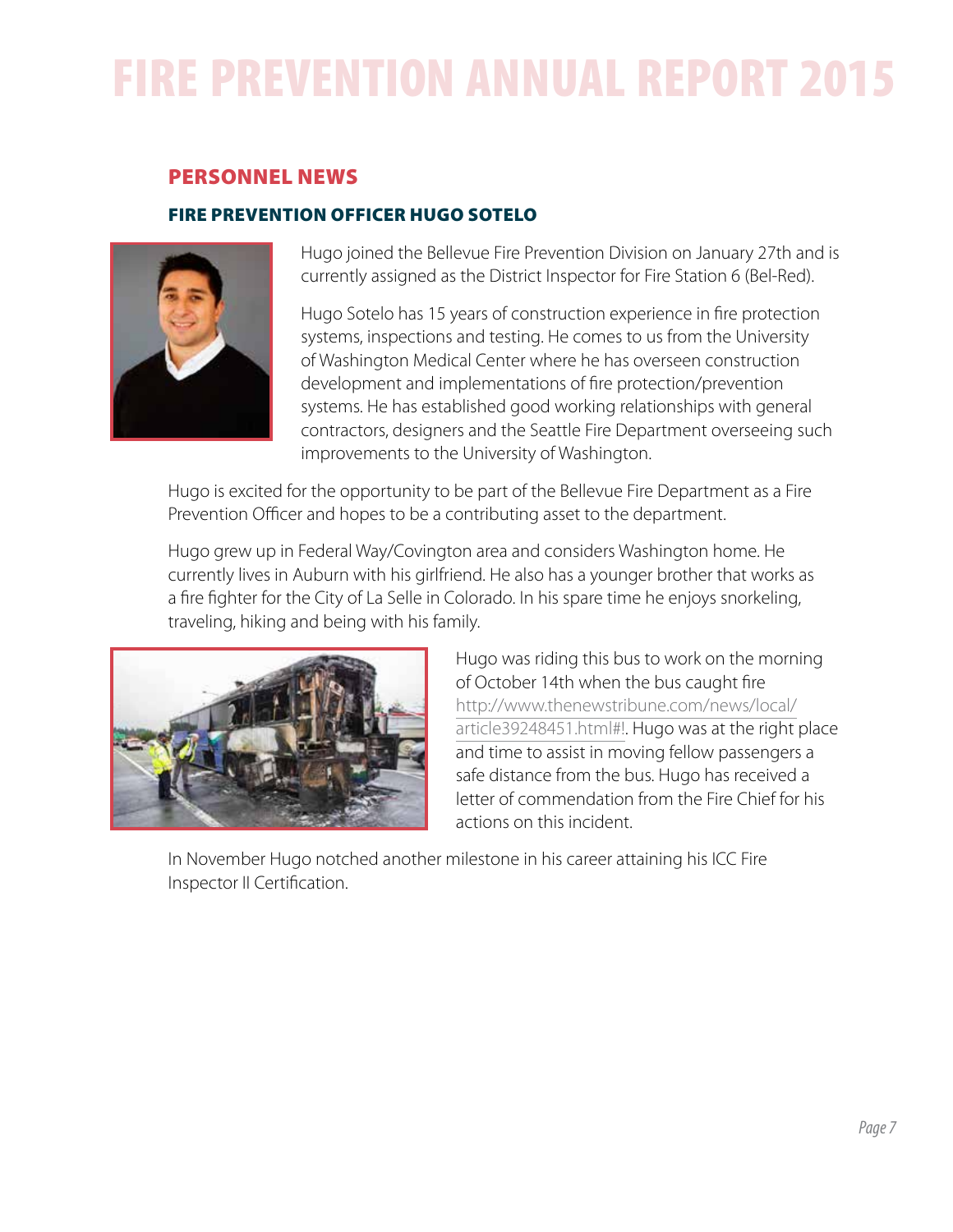## PERSONNEL NEWS

### FIRE PREVENTION OFFICER HUGO SOTELO

Hugo joined the Bellevue Fire Prevention Division on January 27th and is currently assigned as the District Inspector for Fire Station 6 (Bel-Red).

Hugo Sotelo has 15 years of construction experience in fire protection systems, inspections and testing. He comes to us from the University of Washington Medical Center where he has overseen construction development and implementations of fire protection/prevention systems. He has established good working relationships with general contractors, designers and the Seattle Fire Department overseeing such improvements to the University of Washington.

Hugo is excited for the opportunity to be part of the Bellevue Fire Department as a Fire Prevention Officer and hopes to be a contributing asset to the department.

Hugo grew up in Federal Way/Covington area and considers Washington home. He currently lives in Auburn with his girlfriend. He also has a younger brother that works as a fire fighter for the City of La Selle in Colorado. In his spare time he enjoys snorkeling, traveling, hiking and being with his family.

Hugo was riding this bus to work on the morning of October 14th when the bus caught fire http://www.thenewstribune.com/news/local/article39248451.html#!. Hugo was at the right place and time to assist in moving fellow passengers a safe distance from the bus. Hugo has received a letter of commendation from the Fire Chief for his actions on this incident.

In November Hugo notched another milestone in his career attaining his ICC Fire Inspector II Certification.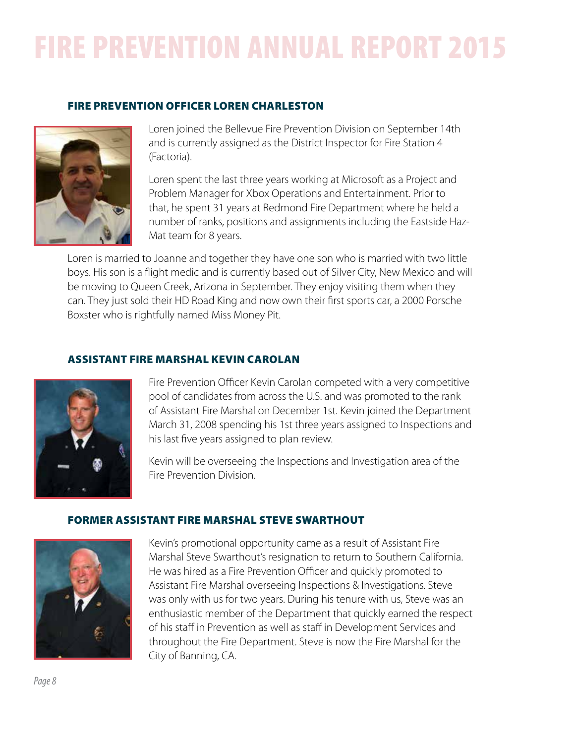# FIRE PREVENTION ANNUAL REPORT 2015

### FIRE PREVENTION OFFICER LOREN CHARLESTON

Loren joined the Bellevue Fire Prevention Division on September 14th and is currently assigned as the District Inspector for Fire Station 4 (Factoria).

Loren spent the last three years working at Microsoft as a Project and Problem Manager for Xbox Operations and Entertainment. Prior to that, he spent 31 years at Redmond Fire Department where he held a number of ranks, positions and assignments including the Eastside Haz-Mat team for 8 years.

Loren is married to Joanne and together they have one son who is married with two little boys. His son is a flight medic and is currently based out of Silver City, New Mexico and will be moving to Queen Creek, Arizona in September. They enjoy visiting them when they can. They just sold their HD Road King and now own their first sports car, a 2000 Porsche Boxster who is rightfully named Miss Money Pit.

### ASSISTANT FIRE MARSHAL KEVIN CAROLAN

Fire Prevention Officer Kevin Carolan competed with a very competitive pool of candidates from across the U.S. and was promoted to the rank of Assistant Fire Marshal on December 1st. Kevin joined the Department March 31, 2008 spending his 1st three years assigned to Inspections and his last five years assigned to plan review.

Kevin will be overseeing the Inspections and Investigation area of the Fire Prevention Division.

### FORMER ASSISTANT FIRE MARSHAL STEVE SWARTHOUT

Kevin's promotional opportunity came as a result of Assistant Fire Marshal Steve Swarthout's resignation to return to Southern California. He was hired as a Fire Prevention Officer and quickly promoted to Assistant Fire Marshal overseeing Inspections & Investigations. Steve was only with us for two years. During his tenure with us, Steve was an enthusiastic member of the Department that quickly earned the respect of his staff in Prevention as well as staff in Development Services and throughout the Fire Department. Steve is now the Fire Marshal for the City of Banning, CA.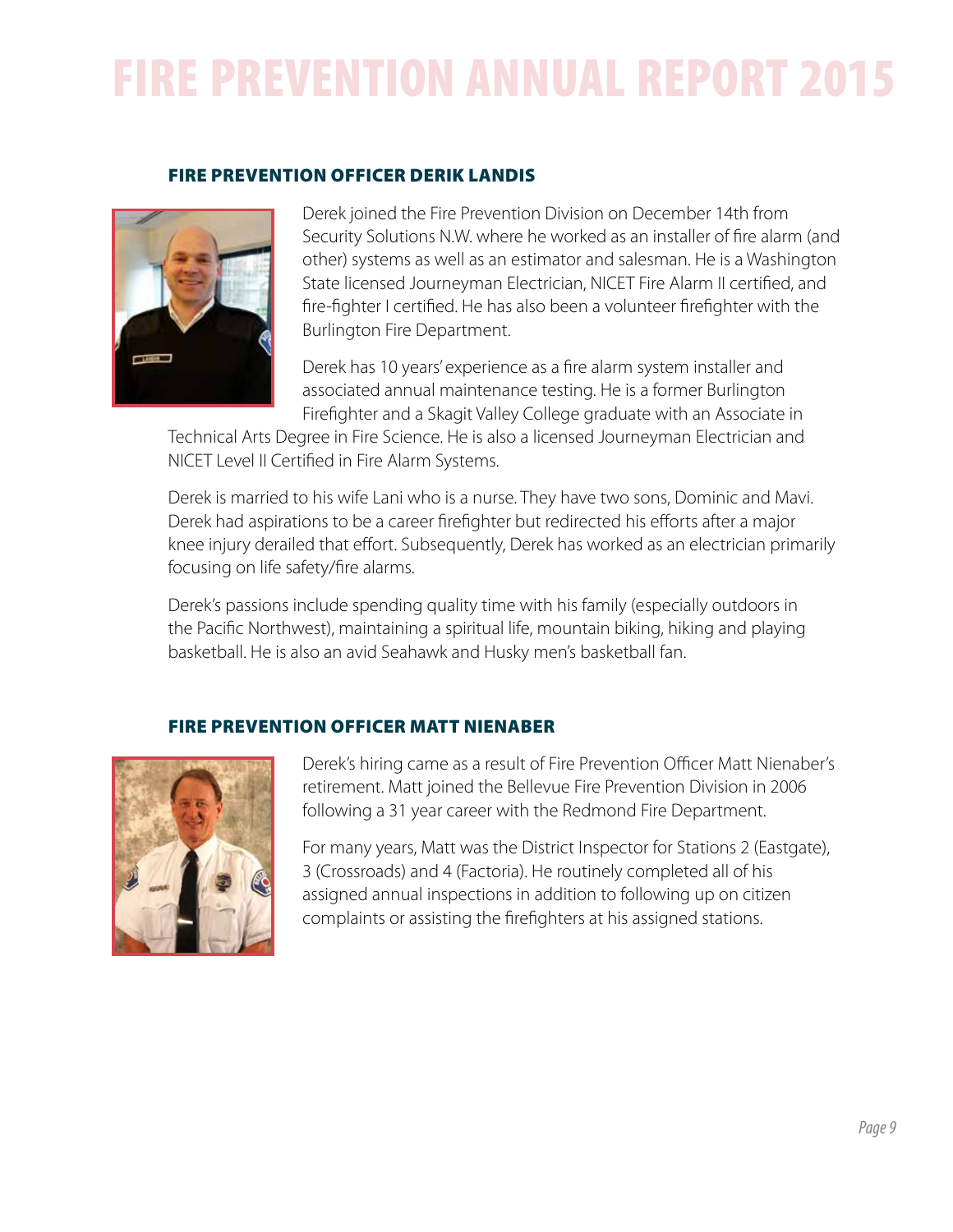## FIRE PREVENTION OFFICER DERIK LANDIS

Derek joined the Fire Prevention Division on December 14th from Security Solutions N.W. where he worked as an installer of fire alarm (and other) systems as well as an estimator and salesman. He is a Washington State licensed Journeyman Electrician, NICET Fire Alarm II certified, and fire-fighter I certified. He has also been a volunteer firefighter with the Burlington Fire Department.

Derek has 10 years' experience as a fire alarm system installer and associated annual maintenance testing. He is a former Burlington Firefighter and a Skagit Valley College graduate with an Associate in Technical Arts Degree in Fire Science. He is also a licensed Journeyman Electrician and NICET Level II Certified in Fire Alarm Systems.

Derek is married to his wife Lani who is a nurse. They have two sons, Dominic and Mavi. Derek had aspirations to be a career firefighter but redirected his efforts after a major knee injury derailed that effort. Subsequently, Derek has worked as an electrician primarily focusing on life safety/fire alarms.

Derek's passions include spending quality time with his family (especially outdoors in the Pacific Northwest), maintaining a spiritual life, mountain biking, hiking and playing basketball. He is also an avid Seahawk and Husky men's basketball fan.

## FIRE PREVENTION OFFICER MATT NIENABER

Derek's hiring came as a result of Fire Prevention Officer Matt Nienaber's retirement. Matt joined the Bellevue Fire Prevention Division in 2006 following a 31 year career with the Redmond Fire Department.

For many years, Matt was the District Inspector for Stations 2 (Eastgate), 3 (Crossroads) and 4 (Factoria). He routinely completed all of his assigned annual inspections in addition to following up on citizen complaints or assisting the firefighters at his assigned stations.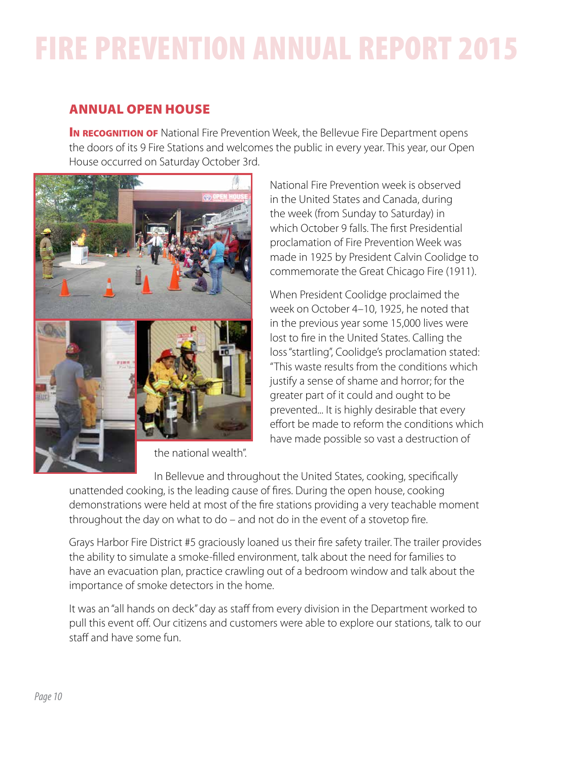# FIRE PREVENTION ANNUAL REPORT 2015

## ANNUAL OPEN HOUSE

**In recognition of** National Fire Prevention Week, the Bellevue Fire Department opens the doors of its 9 Fire Stations and welcomes the public in every year. This year, our Open House occurred on Saturday October 3rd.

National Fire Prevention week is observed in the United States and Canada, during the week (from Sunday to Saturday) in which October 9 falls. The first Presidential proclamation of Fire Prevention Week was made in 1925 by President Calvin Coolidge to commemorate the Great Chicago Fire (1911).

When President Coolidge proclaimed the week on October 4–10, 1925, he noted that in the previous year some 15,000 lives were lost to fire in the United States. Calling the loss "startling", Coolidge's proclamation stated: "This waste results from the conditions which justify a sense of shame and horror; for the greater part of it could and ought to be prevented... It is highly desirable that every effort be made to reform the conditions which have made possible so vast a destruction of the national wealth".

In Bellevue and throughout the United States, cooking, specifically unattended cooking, is the leading cause of fires. During the open house, cooking demonstrations were held at most of the fire stations providing a very teachable moment throughout the day on what to do – and not do in the event of a stovetop fire.

Grays Harbor Fire District #5 graciously loaned us their fire safety trailer. The trailer provides the ability to simulate a smoke-filled environment, talk about the need for families to have an evacuation plan, practice crawling out of a bedroom window and talk about the importance of smoke detectors in the home.

It was an "all hands on deck" day as staff from every division in the Department worked to pull this event off. Our citizens and customers were able to explore our stations, talk to our staff and have some fun.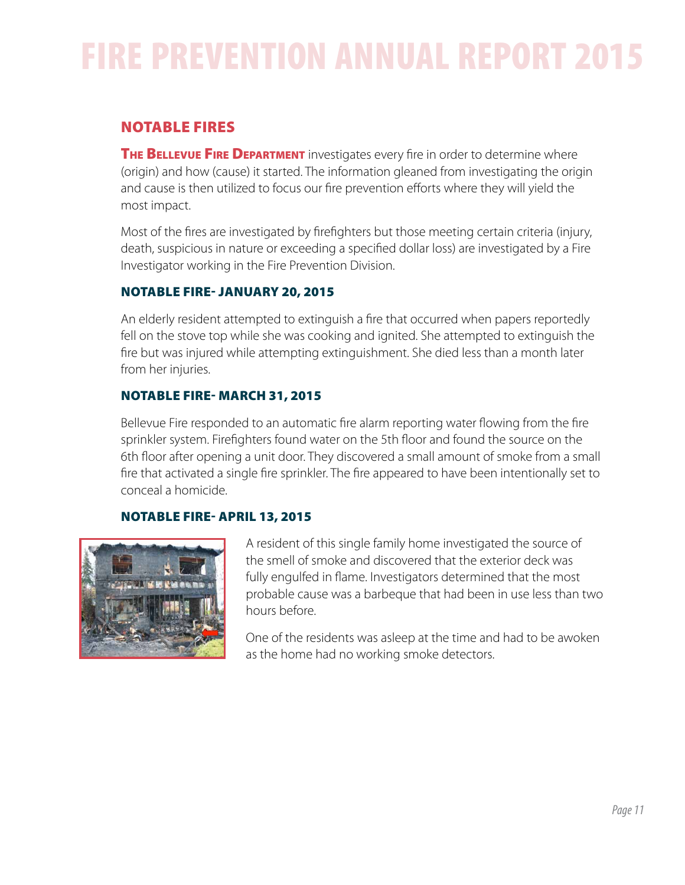# FIRE PREVENTION ANNUAL REPORT 2015

## NOTABLE FIRES

**THE BELLEVUE FIRE DEPARTMENT** investigates every fire in order to determine where (origin) and how (cause) it started. The information gleaned from investigating the origin and cause is then utilized to focus our fire prevention efforts where they will yield the most impact.

Most of the fires are investigated by firefighters but those meeting certain criteria (injury, death, suspicious in nature or exceeding a specified dollar loss) are investigated by a Fire Investigator working in the Fire Prevention Division.

### NOTABLE FIRE- JANUARY 20, 2015

An elderly resident attempted to extinguish a fire that occurred when papers reportedly fell on the stove top while she was cooking and ignited. She attempted to extinguish the fire but was injured while attempting extinguishment. She died less than a month later from her injuries.

### NOTABLE FIRE- MARCH 31, 2015

Bellevue Fire responded to an automatic fire alarm reporting water flowing from the fire sprinkler system. Firefighters found water on the 5th floor and found the source on the 6th floor after opening a unit door. They discovered a small amount of smoke from a small fire that activated a single fire sprinkler. The fire appeared to have been intentionally set to conceal a homicide.

### NOTABLE FIRE- APRIL 13, 2015

A resident of this single family home investigated the source of the smell of smoke and discovered that the exterior deck was fully engulfed in flame. Investigators determined that the most probable cause was a barbeque that had been in use less than two hours before.

One of the residents was asleep at the time and had to be awoken as the home had no working smoke detectors.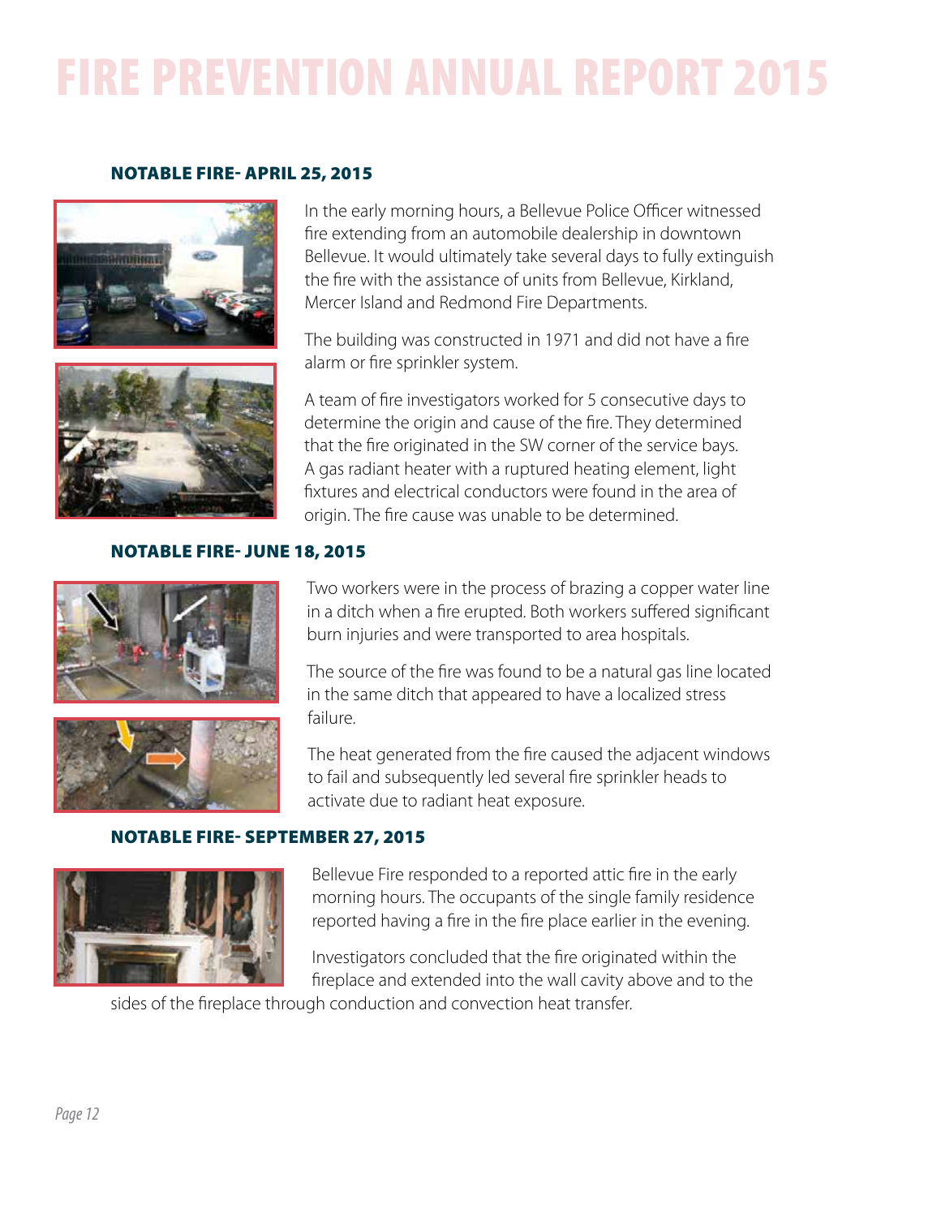# FIRE PREVENTION ANNUAL REPORT 2015

## NOTABLE FIRE- APRIL 25, 2015

In the early morning hours, a Bellevue Police Officer witnessed fire extending from an automobile dealership in downtown Bellevue. It would ultimately take several days to fully extinguish the fire with the assistance of units from Bellevue, Kirkland, Mercer Island and Redmond Fire Departments.

The building was constructed in 1971 and did not have a fire alarm or fire sprinkler system.

A team of fire investigators worked for 5 consecutive days to determine the origin and cause of the fire. They determined that the fire originated in the SW corner of the service bays. A gas radiant heater with a ruptured heating element, light fixtures and electrical conductors were found in the area of origin. The fire cause was unable to be determined.

## NOTABLE FIRE- JUNE 18, 2015

Two workers were in the process of brazing a copper water line in a ditch when a fire erupted. Both workers suffered significant burn injuries and were transported to area hospitals.

The source of the fire was found to be a natural gas line located in the same ditch that appeared to have a localized stress failure.

The heat generated from the fire caused the adjacent windows to fail and subsequently led several fire sprinkler heads to activate due to radiant heat exposure.

## NOTABLE FIRE- SEPTEMBER 27, 2015

Bellevue Fire responded to a reported attic fire in the early morning hours. The occupants of the single family residence reported having a fire in the fire place earlier in the evening.

Investigators concluded that the fire originated within the fireplace and extended into the wall cavity above and to the sides of the fireplace through conduction and convection heat transfer.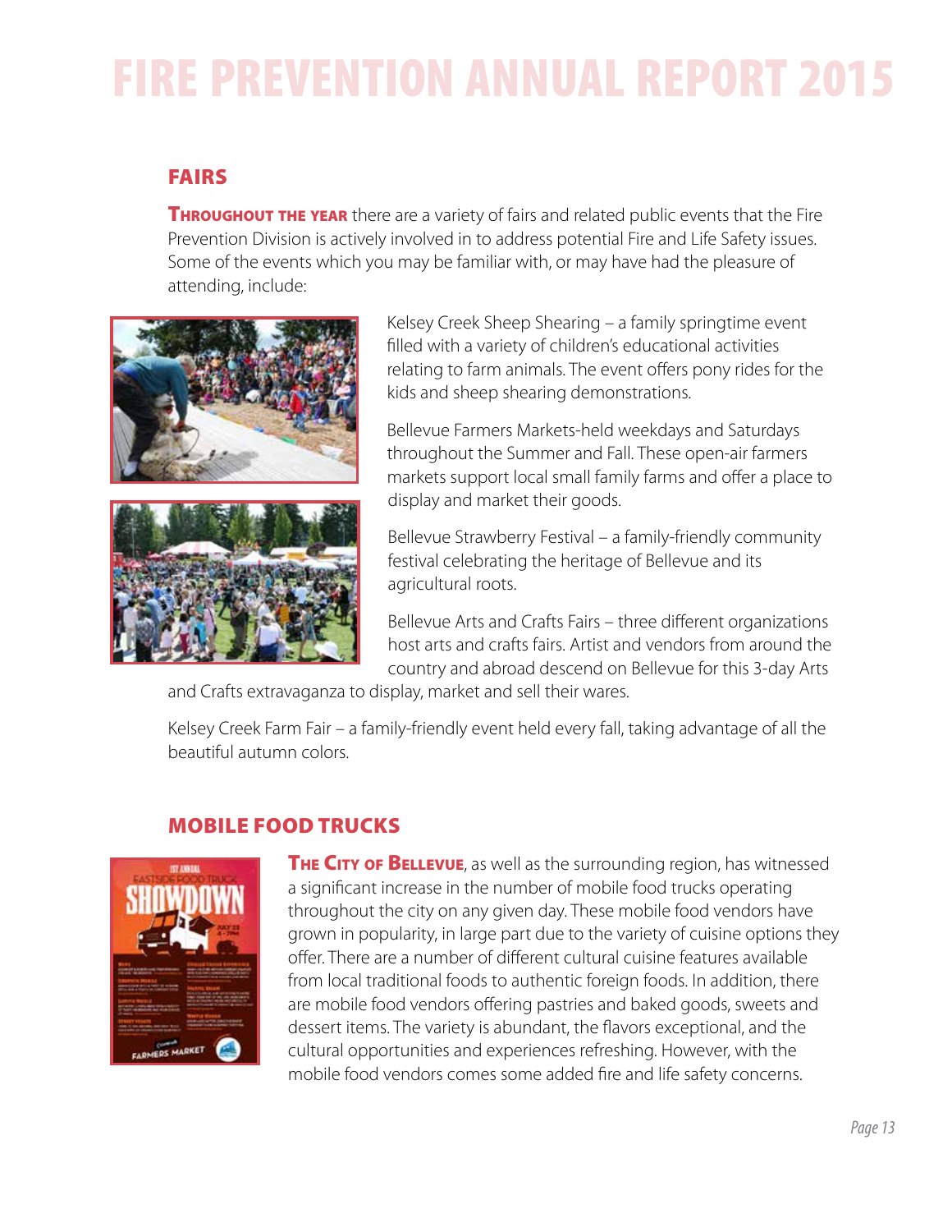# FIRE PREVENTION ANNUAL REPORT 2015

## FAIRS

**Throughout the year** there are a variety of fairs and related public events that the Fire Prevention Division is actively involved in to address potential Fire and Life Safety issues. Some of the events which you may be familiar with, or may have had the pleasure of attending, include:

Kelsey Creek Sheep Shearing – a family springtime event filled with a variety of children's educational activities relating to farm animals. The event offers pony rides for the kids and sheep shearing demonstrations.

Bellevue Farmers Markets-held weekdays and Saturdays throughout the Summer and Fall. These open-air farmers markets support local small family farms and offer a place to display and market their goods.

Bellevue Strawberry Festival – a family-friendly community festival celebrating the heritage of Bellevue and its agricultural roots.

Bellevue Arts and Crafts Fairs – three different organizations host arts and crafts fairs. Artist and vendors from around the country and abroad descend on Bellevue for this 3-day Arts and Crafts extravaganza to display, market and sell their wares.

Kelsey Creek Farm Fair – a family-friendly event held every fall, taking advantage of all the beautiful autumn colors.

## MOBILE FOOD TRUCKS

**The City of Bellevue**, as well as the surrounding region, has witnessed a significant increase in the number of mobile food trucks operating throughout the city on any given day. These mobile food vendors have grown in popularity, in large part due to the variety of cuisine options they offer. There are a number of different cultural cuisine features available from local traditional foods to authentic foreign foods. In addition, there are mobile food vendors offering pastries and baked goods, sweets and dessert items. The variety is abundant, the flavors exceptional, and the cultural opportunities and experiences refreshing. However, with the mobile food vendors comes some added fire and life safety concerns.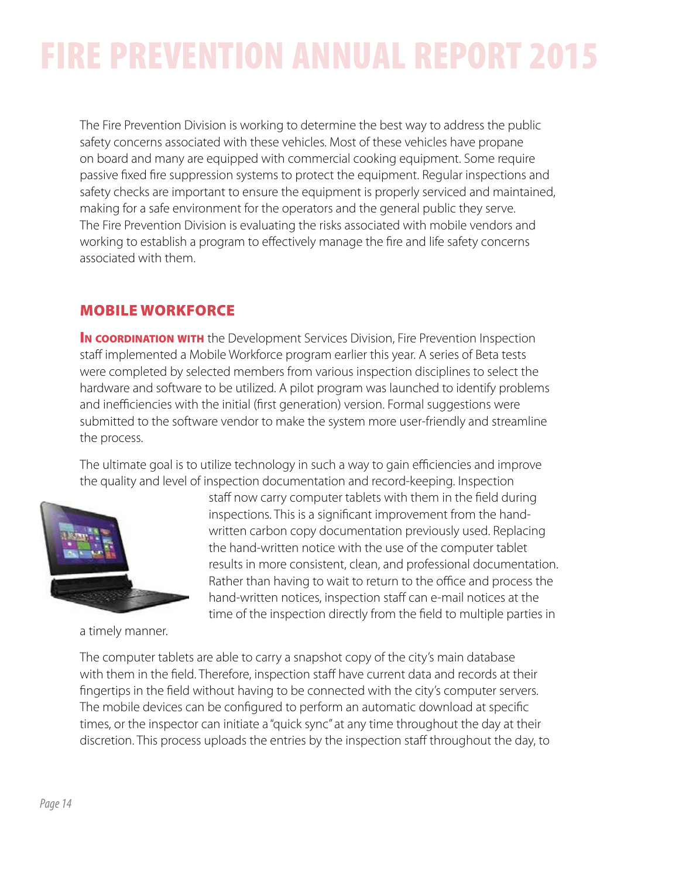The Fire Prevention Division is working to determine the best way to address the public safety concerns associated with these vehicles. Most of these vehicles have propane on board and many are equipped with commercial cooking equipment. Some require passive fixed fire suppression systems to protect the equipment. Regular inspections and safety checks are important to ensure the equipment is properly serviced and maintained, making for a safe environment for the operators and the general public they serve. The Fire Prevention Division is evaluating the risks associated with mobile vendors and working to establish a program to effectively manage the fire and life safety concerns associated with them.

## MOBILE WORKFORCE

**In coordination with** the Development Services Division, Fire Prevention Inspection staff implemented a Mobile Workforce program earlier this year. A series of Beta tests were completed by selected members from various inspection disciplines to select the hardware and software to be utilized. A pilot program was launched to identify problems and inefficiencies with the initial (first generation) version. Formal suggestions were submitted to the software vendor to make the system more user-friendly and streamline the process.

The ultimate goal is to utilize technology in such a way to gain efficiencies and improve the quality and level of inspection documentation and record-keeping. Inspection staff now carry computer tablets with them in the field during inspections. This is a significant improvement from the hand-written carbon copy documentation previously used. Replacing the hand-written notice with the use of the computer tablet results in more consistent, clean, and professional documentation. Rather than having to wait to return to the office and process the hand-written notices, inspection staff can e-mail notices at the time of the inspection directly from the field to multiple parties in a timely manner.

The computer tablets are able to carry a snapshot copy of the city's main database with them in the field. Therefore, inspection staff have current data and records at their fingertips in the field without having to be connected with the city's computer servers. The mobile devices can be configured to perform an automatic download at specific times, or the inspector can initiate a "quick sync" at any time throughout the day at their discretion. This process uploads the entries by the inspection staff throughout the day, to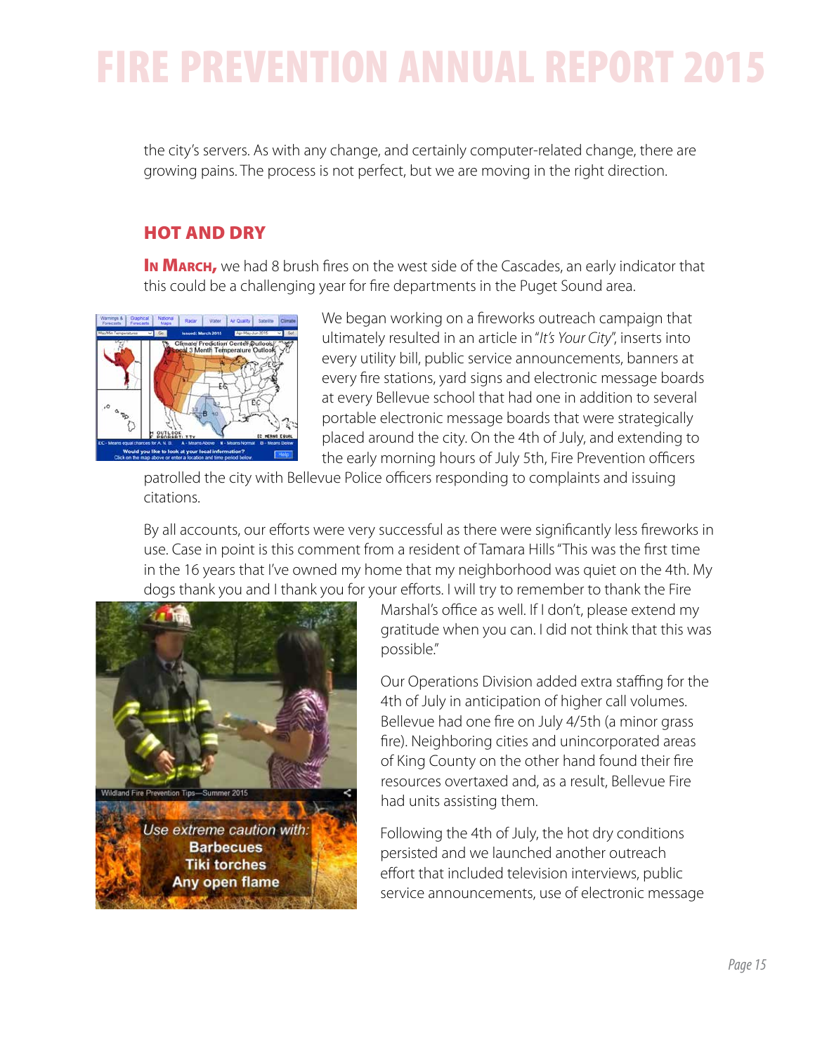the city's servers. As with any change, and certainly computer-related change, there are growing pains. The process is not perfect, but we are moving in the right direction.

## HOT AND DRY

**In March,** we had 8 brush fires on the west side of the Cascades, an early indicator that this could be a challenging year for fire departments in the Puget Sound area.

We began working on a fireworks outreach campaign that ultimately resulted in an article in "*It's Your City*", inserts into every utility bill, public service announcements, banners at every fire stations, yard signs and electronic message boards at every Bellevue school that had one in addition to several portable electronic message boards that were strategically placed around the city. On the 4th of July, and extending to the early morning hours of July 5th, Fire Prevention officers patrolled the city with Bellevue Police officers responding to complaints and issuing citations.

By all accounts, our efforts were very successful as there were significantly less fireworks in use. Case in point is this comment from a resident of Tamara Hills "This was the first time in the 16 years that I've owned my home that my neighborhood was quiet on the 4th. My dogs thank you and I thank you for your efforts. I will try to remember to thank the Fire Marshal's office as well. If I don't, please extend my gratitude when you can. I did not think that this was possible."

Our Operations Division added extra staffing for the 4th of July in anticipation of higher call volumes. Bellevue had one fire on July 4/5th (a minor grass fire). Neighboring cities and unincorporated areas of King County on the other hand found their fire resources overtaxed and, as a result, Bellevue Fire had units assisting them.

Following the 4th of July, the hot dry conditions persisted and we launched another outreach effort that included television interviews, public service announcements, use of electronic message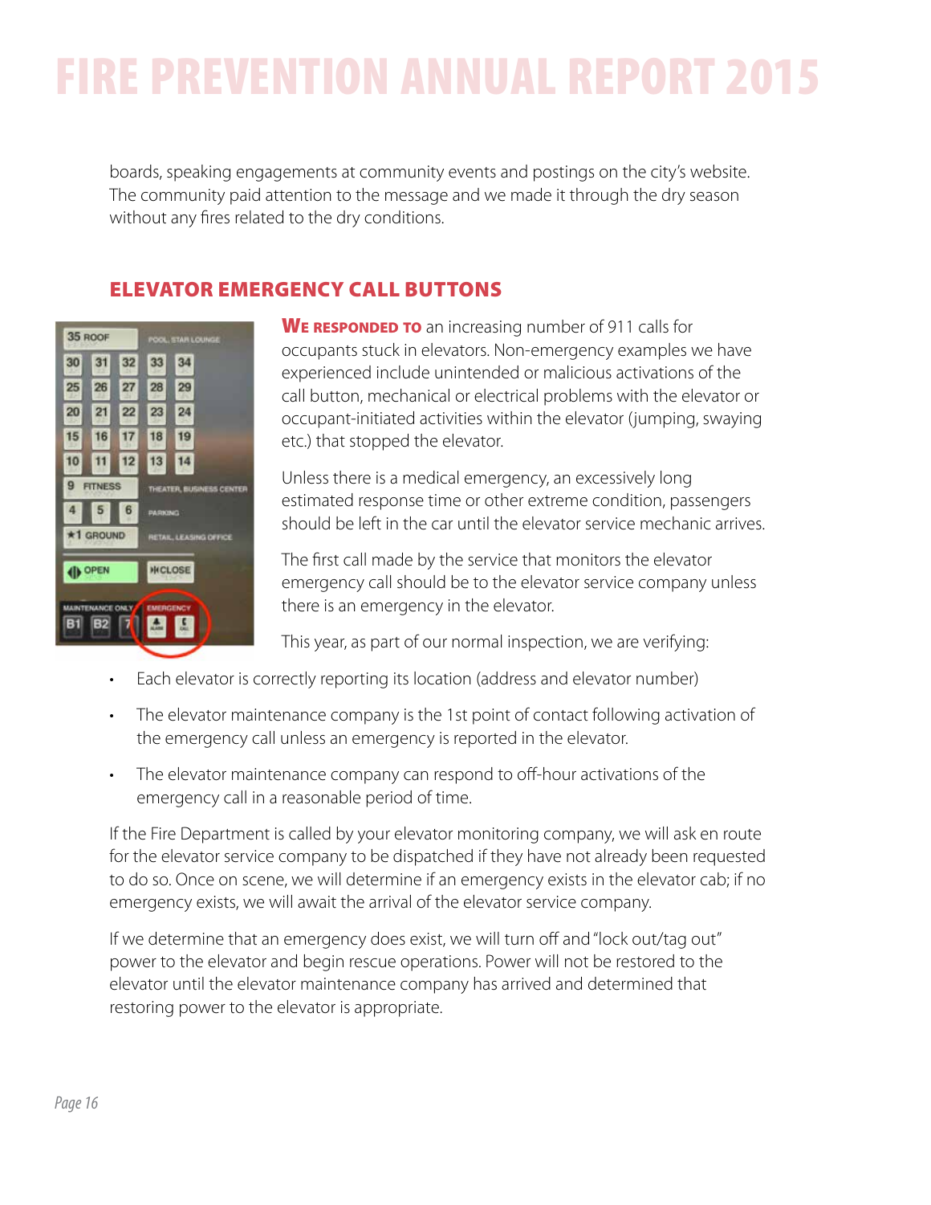boards, speaking engagements at community events and postings on the city's website. The community paid attention to the message and we made it through the dry season without any fires related to the dry conditions.

## ELEVATOR EMERGENCY CALL BUTTONS

**We responded to** an increasing number of 911 calls for occupants stuck in elevators. Non-emergency examples we have experienced include unintended or malicious activations of the call button, mechanical or electrical problems with the elevator or occupant-initiated activities within the elevator (jumping, swaying etc.) that stopped the elevator.

Unless there is a medical emergency, an excessively long estimated response time or other extreme condition, passengers should be left in the car until the elevator service mechanic arrives.

The first call made by the service that monitors the elevator emergency call should be to the elevator service company unless there is an emergency in the elevator.

This year, as part of our normal inspection, we are verifying:

- Each elevator is correctly reporting its location (address and elevator number)
- The elevator maintenance company is the 1st point of contact following activation of the emergency call unless an emergency is reported in the elevator.
- The elevator maintenance company can respond to off-hour activations of the emergency call in a reasonable period of time.

If the Fire Department is called by your elevator monitoring company, we will ask en route for the elevator service company to be dispatched if they have not already been requested to do so. Once on scene, we will determine if an emergency exists in the elevator cab; if no emergency exists, we will await the arrival of the elevator service company.

If we determine that an emergency does exist, we will turn off and "lock out/tag out" power to the elevator and begin rescue operations. Power will not be restored to the elevator until the elevator maintenance company has arrived and determined that restoring power to the elevator is appropriate.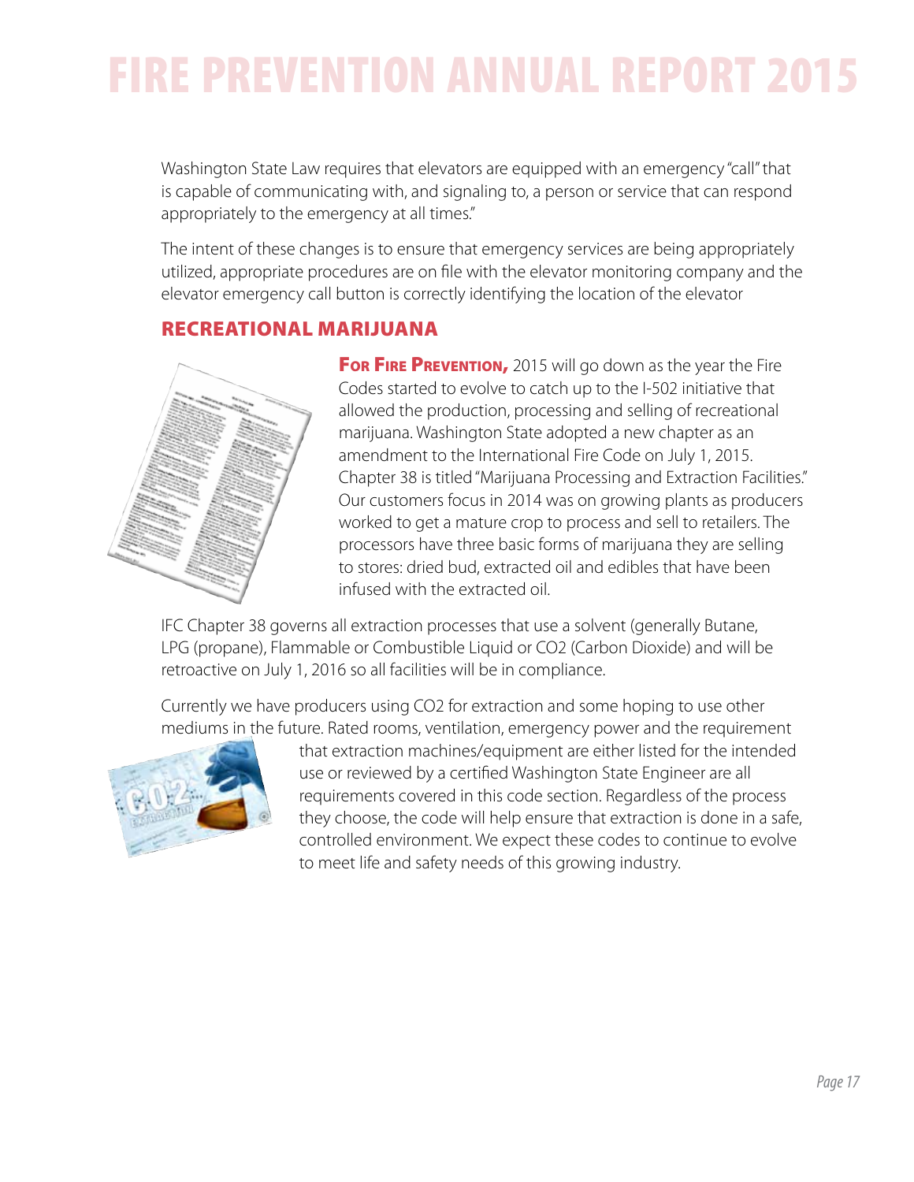Washington State Law requires that elevators are equipped with an emergency "call" that is capable of communicating with, and signaling to, a person or service that can respond appropriately to the emergency at all times."

The intent of these changes is to ensure that emergency services are being appropriately utilized, appropriate procedures are on file with the elevator monitoring company and the elevator emergency call button is correctly identifying the location of the elevator

## RECREATIONAL MARIJUANA

**For Fire Prevention,** 2015 will go down as the year the Fire Codes started to evolve to catch up to the I-502 initiative that allowed the production, processing and selling of recreational marijuana. Washington State adopted a new chapter as an amendment to the International Fire Code on July 1, 2015. Chapter 38 is titled "Marijuana Processing and Extraction Facilities." Our customers focus in 2014 was on growing plants as producers worked to get a mature crop to process and sell to retailers. The processors have three basic forms of marijuana they are selling to stores: dried bud, extracted oil and edibles that have been infused with the extracted oil.

IFC Chapter 38 governs all extraction processes that use a solvent (generally Butane, LPG (propane), Flammable or Combustible Liquid or $CO_2$ (Carbon Dioxide) and will be retroactive on July 1, 2016 so all facilities will be in compliance.

Currently we have producers using $CO_2$ for extraction and some hoping to use other mediums in the future. Rated rooms, ventilation, emergency power and the requirement that extraction machines/equipment are either listed for the intended use or reviewed by a certified Washington State Engineer are all requirements covered in this code section. Regardless of the process they choose, the code will help ensure that extraction is done in a safe, controlled environment. We expect these codes to continue to evolve to meet life and safety needs of this growing industry.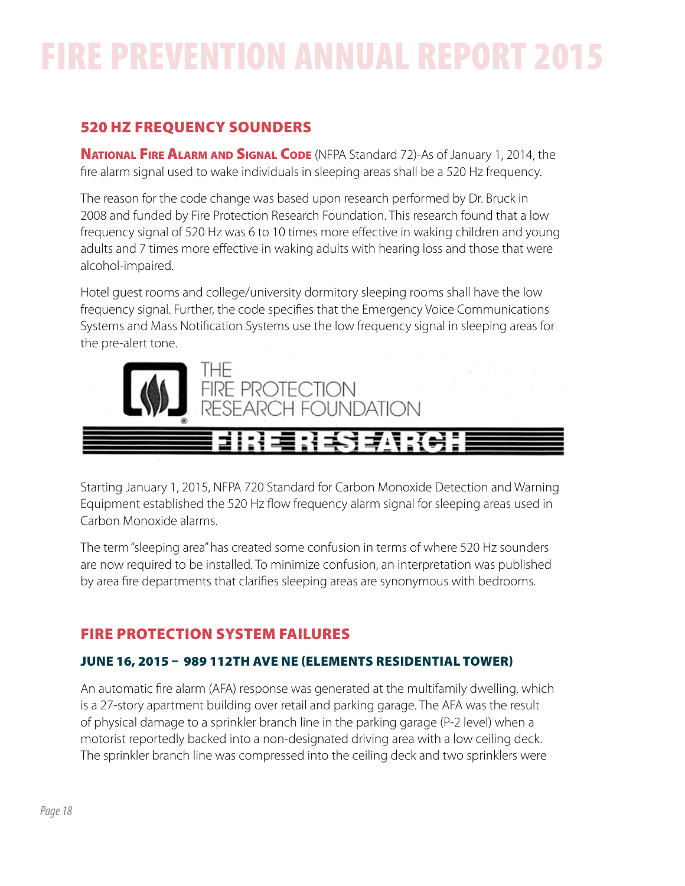## 520 HZ FREQUENCY SOUNDERS

**National Fire Alarm and Signal Code** (NFPA Standard 72)-As of January 1, 2014, the fire alarm signal used to wake individuals in sleeping areas shall be a 520 Hz frequency.

The reason for the code change was based upon research performed by Dr. Bruck in 2008 and funded by Fire Protection Research Foundation. This research found that a low frequency signal of 520 Hz was 6 to 10 times more effective in waking children and young adults and 7 times more effective in waking adults with hearing loss and those that were alcohol-impaired.

Hotel guest rooms and college/university dormitory sleeping rooms shall have the low frequency signal. Further, the code specifies that the Emergency Voice Communications Systems and Mass Notification Systems use the low frequency signal in sleeping areas for the pre-alert tone.

THE FIRE PROTECTION RESEARCH FOUNDATION

FIRE RESEARCH

Starting January 1, 2015, NFPA 720 Standard for Carbon Monoxide Detection and Warning Equipment established the 520 Hz flow frequency alarm signal for sleeping areas used in Carbon Monoxide alarms.

The term "sleeping area" has created some confusion in terms of where 520 Hz sounders are now required to be installed. To minimize confusion, an interpretation was published by area fire departments that clarifies sleeping areas are synonymous with bedrooms.

## FIRE PROTECTION SYSTEM FAILURES

### JUNE 16, 2015 – 989 112TH AVE NE (ELEMENTS RESIDENTIAL TOWER)

An automatic fire alarm (AFA) response was generated at the multifamily dwelling, which is a 27-story apartment building over retail and parking garage. The AFA was the result of physical damage to a sprinkler branch line in the parking garage (P-2 level) when a motorist reportedly backed into a non-designated driving area with a low ceiling deck. The sprinkler branch line was compressed into the ceiling deck and two sprinklers were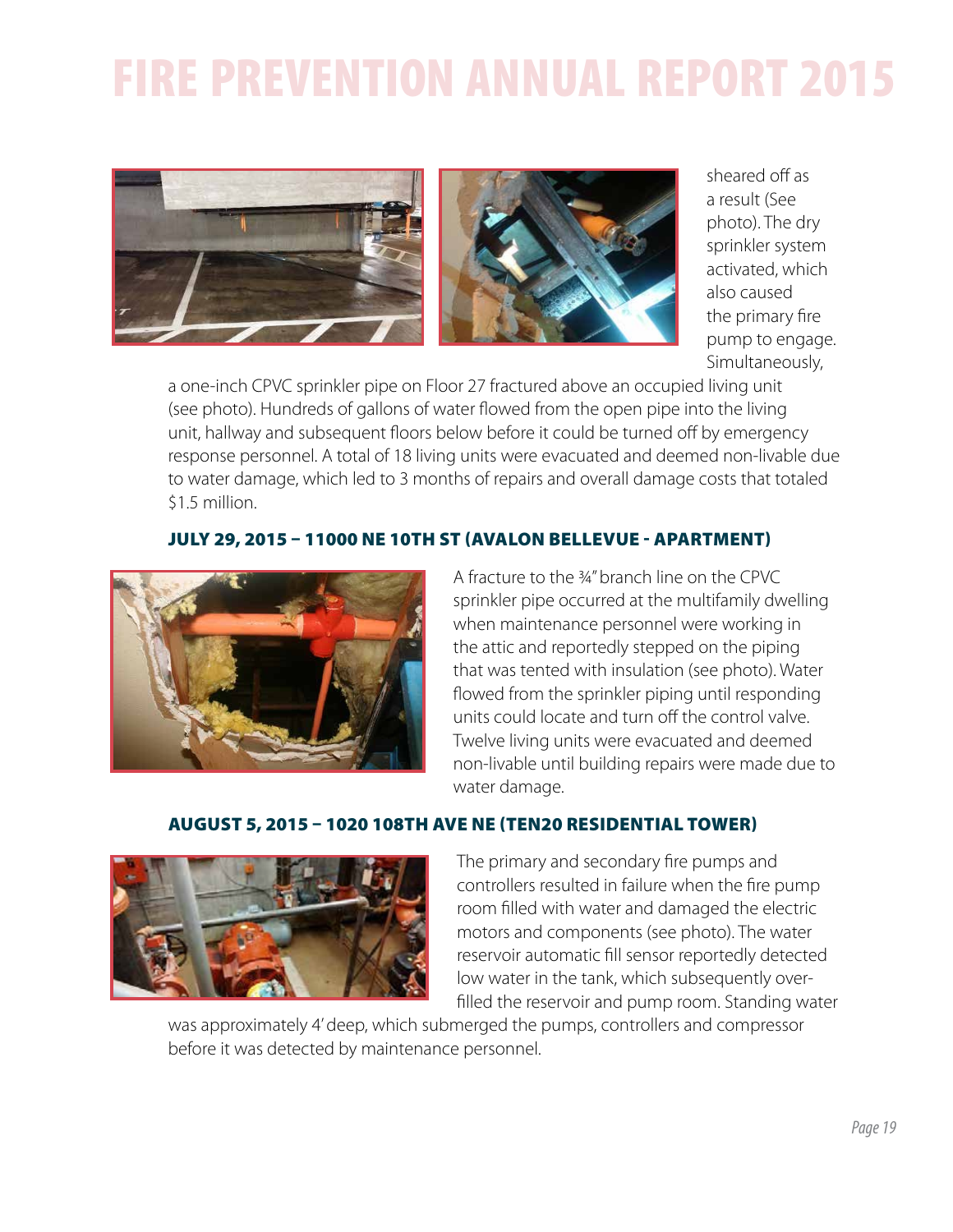sheared off as a result (See photo). The dry sprinkler system activated, which also caused the primary fire pump to engage. Simultaneously, a one-inch CPVC sprinkler pipe on Floor 27 fractured above an occupied living unit (see photo). Hundreds of gallons of water flowed from the open pipe into the living unit, hallway and subsequent floors below before it could be turned off by emergency response personnel. A total of 18 living units were evacuated and deemed non-livable due to water damage, which led to 3 months of repairs and overall damage costs that totaled $1.5 million.

### JULY 29, 2015 – 11000 NE 10TH ST (AVALON BELLEVUE - APARTMENT)

A fracture to the ¾" branch line on the CPVC sprinkler pipe occurred at the multifamily dwelling when maintenance personnel were working in the attic and reportedly stepped on the piping that was tented with insulation (see photo). Water flowed from the sprinkler piping until responding units could locate and turn off the control valve. Twelve living units were evacuated and deemed non-livable until building repairs were made due to water damage.

### AUGUST 5, 2015 – 1020 108TH AVE NE (TEN20 RESIDENTIAL TOWER)

The primary and secondary fire pumps and controllers resulted in failure when the fire pump room filled with water and damaged the electric motors and components (see photo). The water reservoir automatic fill sensor reportedly detected low water in the tank, which subsequently over-filled the reservoir and pump room. Standing water was approximately 4' deep, which submerged the pumps, controllers and compressor before it was detected by maintenance personnel.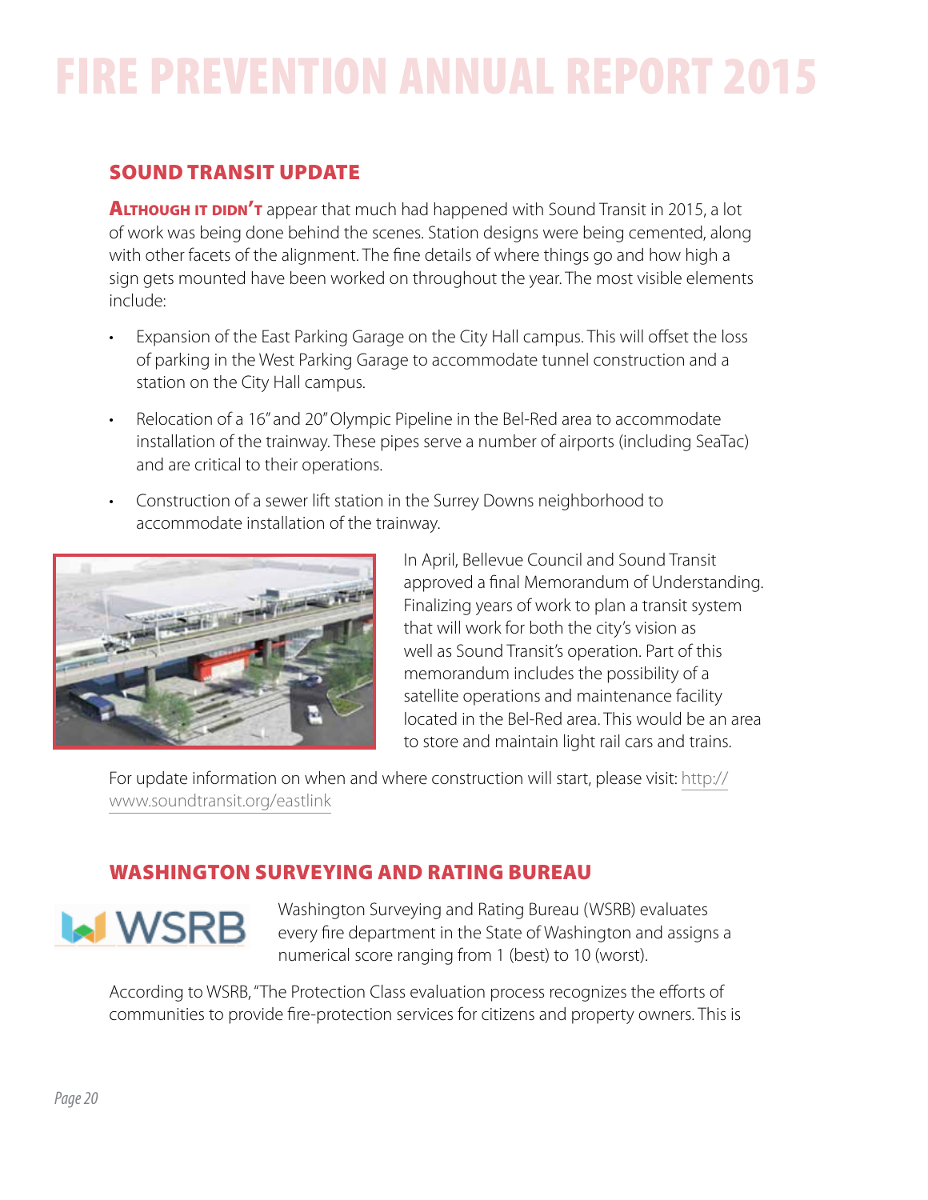# FIRE PREVENTION ANNUAL REPORT 2015

## SOUND TRANSIT UPDATE

**Although it didn't** appear that much had happened with Sound Transit in 2015, a lot of work was being done behind the scenes. Station designs were being cemented, along with other facets of the alignment. The fine details of where things go and how high a sign gets mounted have been worked on throughout the year. The most visible elements include:

- Expansion of the East Parking Garage on the City Hall campus. This will offset the loss of parking in the West Parking Garage to accommodate tunnel construction and a station on the City Hall campus.
- Relocation of a 16" and 20" Olympic Pipeline in the Bel-Red area to accommodate installation of the trainway. These pipes serve a number of airports (including SeaTac) and are critical to their operations.
- Construction of a sewer lift station in the Surrey Downs neighborhood to accommodate installation of the trainway.

In April, Bellevue Council and Sound Transit approved a final Memorandum of Understanding. Finalizing years of work to plan a transit system that will work for both the city's vision as well as Sound Transit's operation. Part of this memorandum includes the possibility of a satellite operations and maintenance facility located in the Bel-Red area. This would be an area to store and maintain light rail cars and trains.

For update information on when and where construction will start, please visit: http://www.soundtransit.org/eastlink

## WASHINGTON SURVEYING AND RATING BUREAU

Washington Surveying and Rating Bureau (WSRB) evaluates every fire department in the State of Washington and assigns a numerical score ranging from 1 (best) to 10 (worst).

According to WSRB, "The Protection Class evaluation process recognizes the efforts of communities to provide fire-protection services for citizens and property owners. This is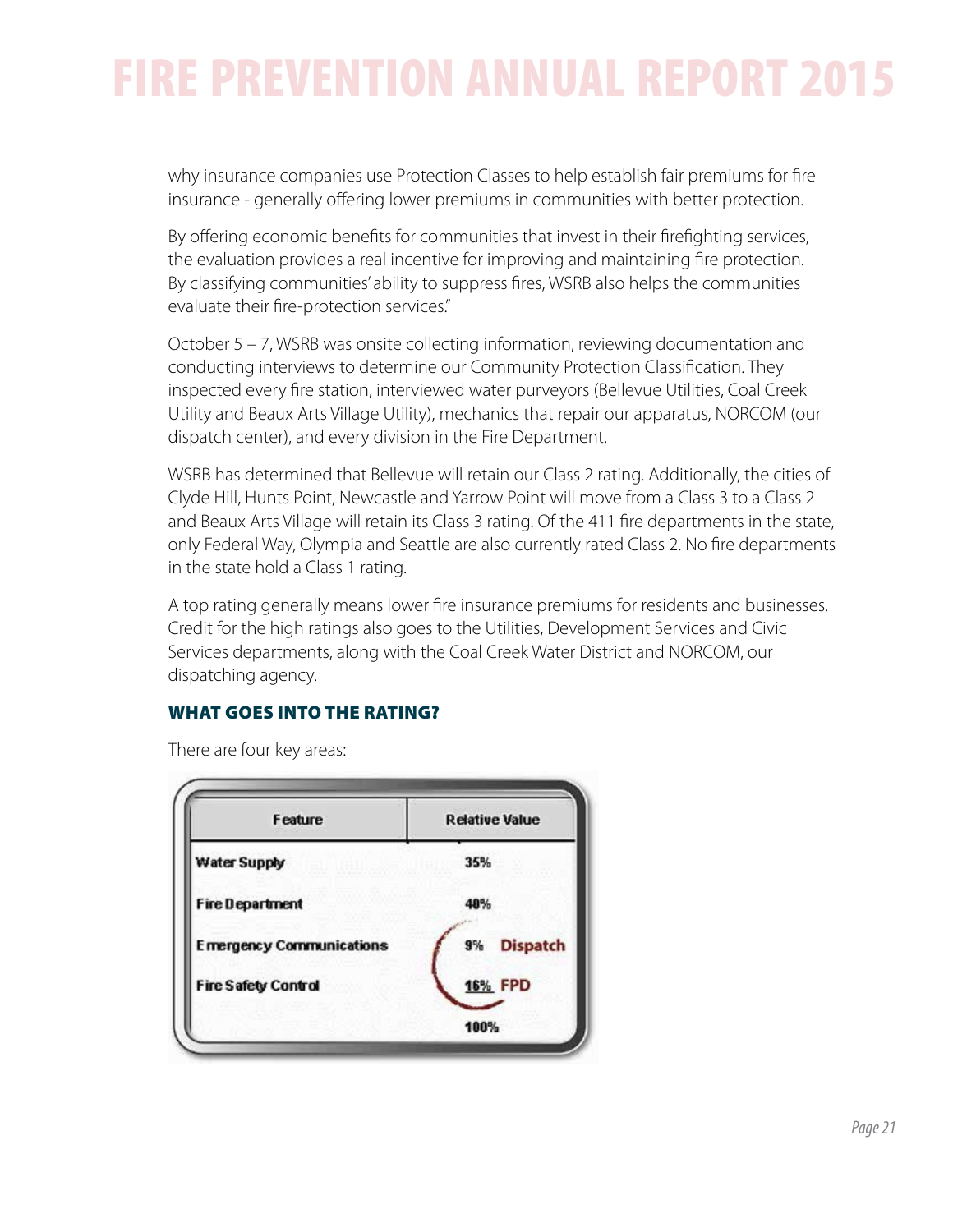why insurance companies use Protection Classes to help establish fair premiums for fire insurance - generally offering lower premiums in communities with better protection.

By offering economic benefits for communities that invest in their firefighting services, the evaluation provides a real incentive for improving and maintaining fire protection. By classifying communities' ability to suppress fires, WSRB also helps the communities evaluate their fire-protection services."

October 5 – 7, WSRB was onsite collecting information, reviewing documentation and conducting interviews to determine our Community Protection Classification. They inspected every fire station, interviewed water purveyors (Bellevue Utilities, Coal Creek Utility and Beaux Arts Village Utility), mechanics that repair our apparatus, NORCOM (our dispatch center), and every division in the Fire Department.

WSRB has determined that Bellevue will retain our Class 2 rating. Additionally, the cities of Clyde Hill, Hunts Point, Newcastle and Yarrow Point will move from a Class 3 to a Class 2 and Beaux Arts Village will retain its Class 3 rating. Of the 411 fire departments in the state, only Federal Way, Olympia and Seattle are also currently rated Class 2. No fire departments in the state hold a Class 1 rating.

A top rating generally means lower fire insurance premiums for residents and businesses. Credit for the high ratings also goes to the Utilities, Development Services and Civic Services departments, along with the Coal Creek Water District and NORCOM, our dispatching agency.

### WHAT GOES INTO THE RATING?

There are four key areas:

| Feature | Relative Value |
|---|---|
| Water Supply | 35% |
| Fire Department | 40% |
| Emergency Communications | 9% Dispatch |
| Fire Safety Control | 16% FPD |
| | 100% |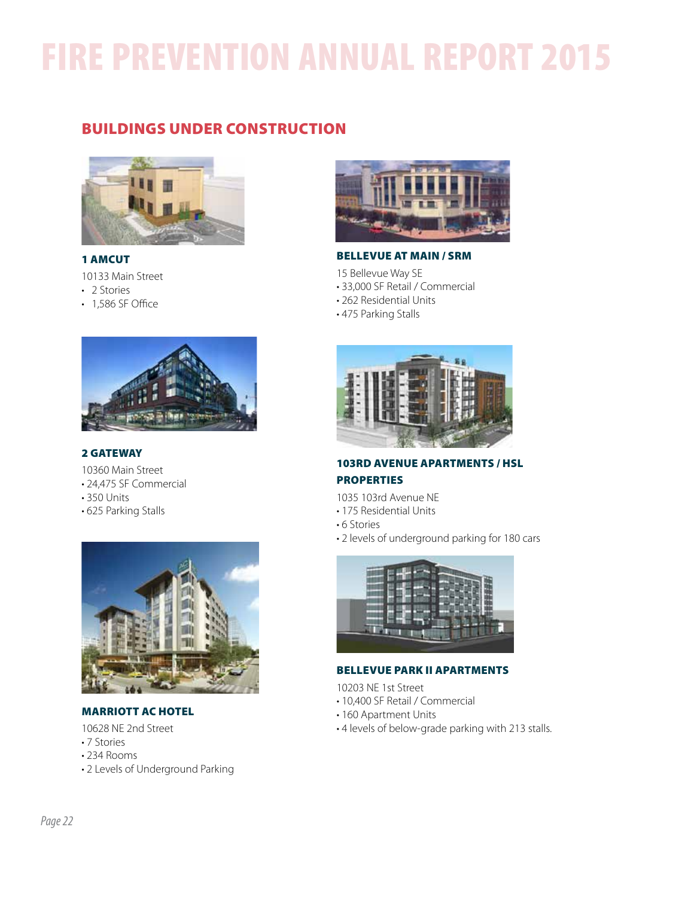## BUILDINGS UNDER CONSTRUCTION

### 1 AMCUT

10133 Main Street

- 2 Stories
- 1,586 SF Office

### 2 GATEWAY

10360 Main Street

- 24,475 SF Commercial
- 350 Units
- 625 Parking Stalls

### MARRIOTT AC HOTEL

10628 NE 2nd Street

- 7 Stories
- 234 Rooms
- 2 Levels of Underground Parking

### BELLEVUE AT MAIN / SRM

15 Bellevue Way SE

- 33,000 SF Retail / Commercial
- 262 Residential Units
- 475 Parking Stalls

### 103RD AVENUE APARTMENTS / HSL PROPERTIES

1035 103rd Avenue NE

- 175 Residential Units
- 6 Stories
- 2 levels of underground parking for 180 cars

### BELLEVUE PARK II APARTMENTS

10203 NE 1st Street

- 10,400 SF Retail / Commercial
- 160 Apartment Units
- 4 levels of below-grade parking with 213 stalls.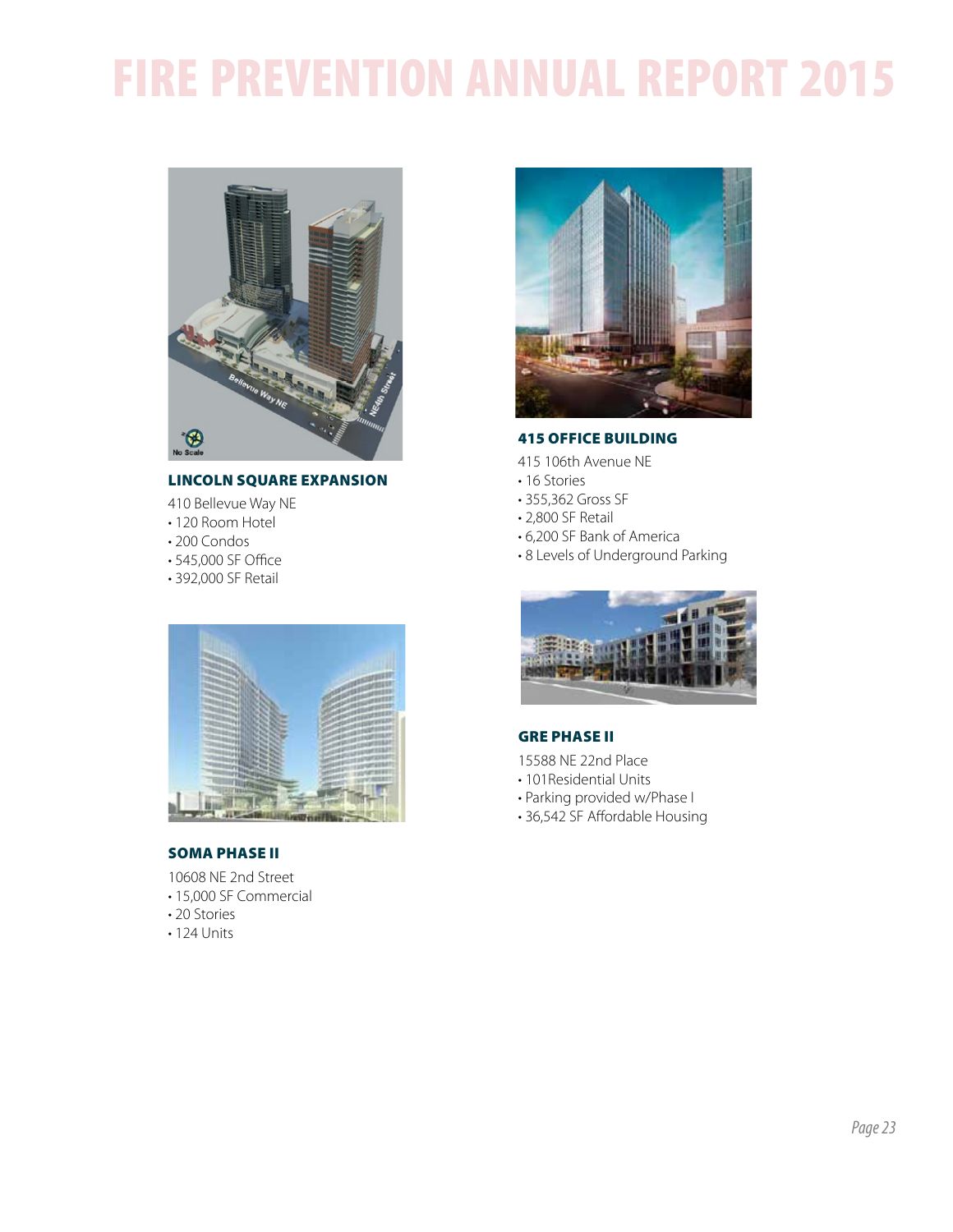### LINCOLN SQUARE EXPANSION

410 Bellevue Way NE

- 120 Room Hotel
- 200 Condos
- 545,000 SF Office
- 392,000 SF Retail

### SOMA PHASE II

10608 NE 2nd Street

- 15,000 SF Commercial
- 20 Stories
- 124 Units

### 415 OFFICE BUILDING

415 106th Avenue NE

- 16 Stories
- 355,362 Gross SF
- 2,800 SF Retail
- 6,200 SF Bank of America
- 8 Levels of Underground Parking

### GRE PHASE II

15588 NE 22nd Place

- 101Residential Units
- Parking provided w/Phase I
- 36,542 SF Affordable Housing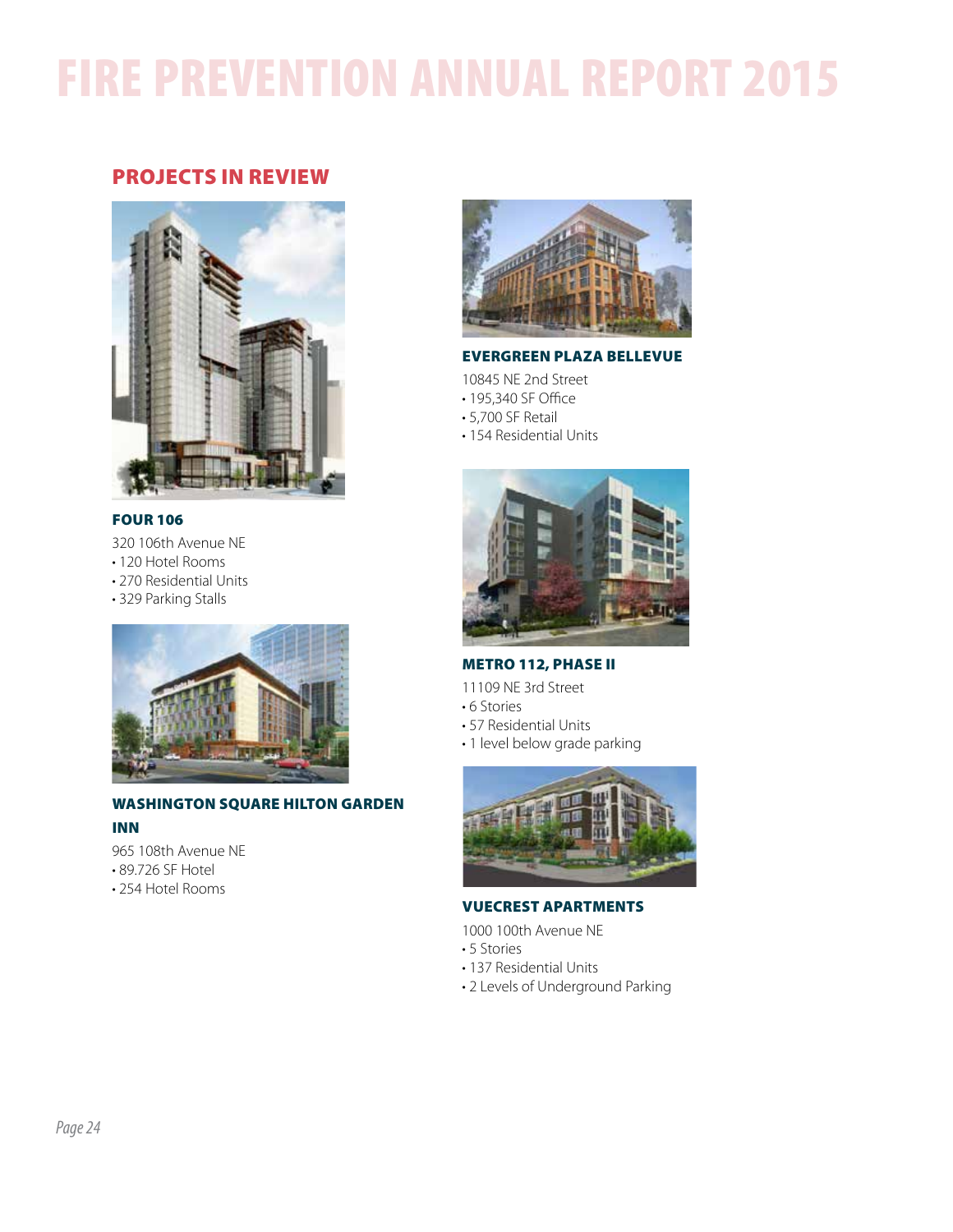# FIRE PREVENTION ANNUAL REPORT 2015

## PROJECTS IN REVIEW

### FOUR 106

320 106th Avenue NE
- 120 Hotel Rooms
- 270 Residential Units
- 329 Parking Stalls

### WASHINGTON SQUARE HILTON GARDEN INN

965 108th Avenue NE
- 89.726 SF Hotel
- 254 Hotel Rooms

### EVERGREEN PLAZA BELLEVUE

10845 NE 2nd Street
- 195,340 SF Office
- 5,700 SF Retail
- 154 Residential Units

### METRO 112, PHASE II

11109 NE 3rd Street
- 6 Stories
- 57 Residential Units
- 1 level below grade parking

### VUECREST APARTMENTS

1000 100th Avenue NE
- 5 Stories
- 137 Residential Units
- 2 Levels of Underground Parking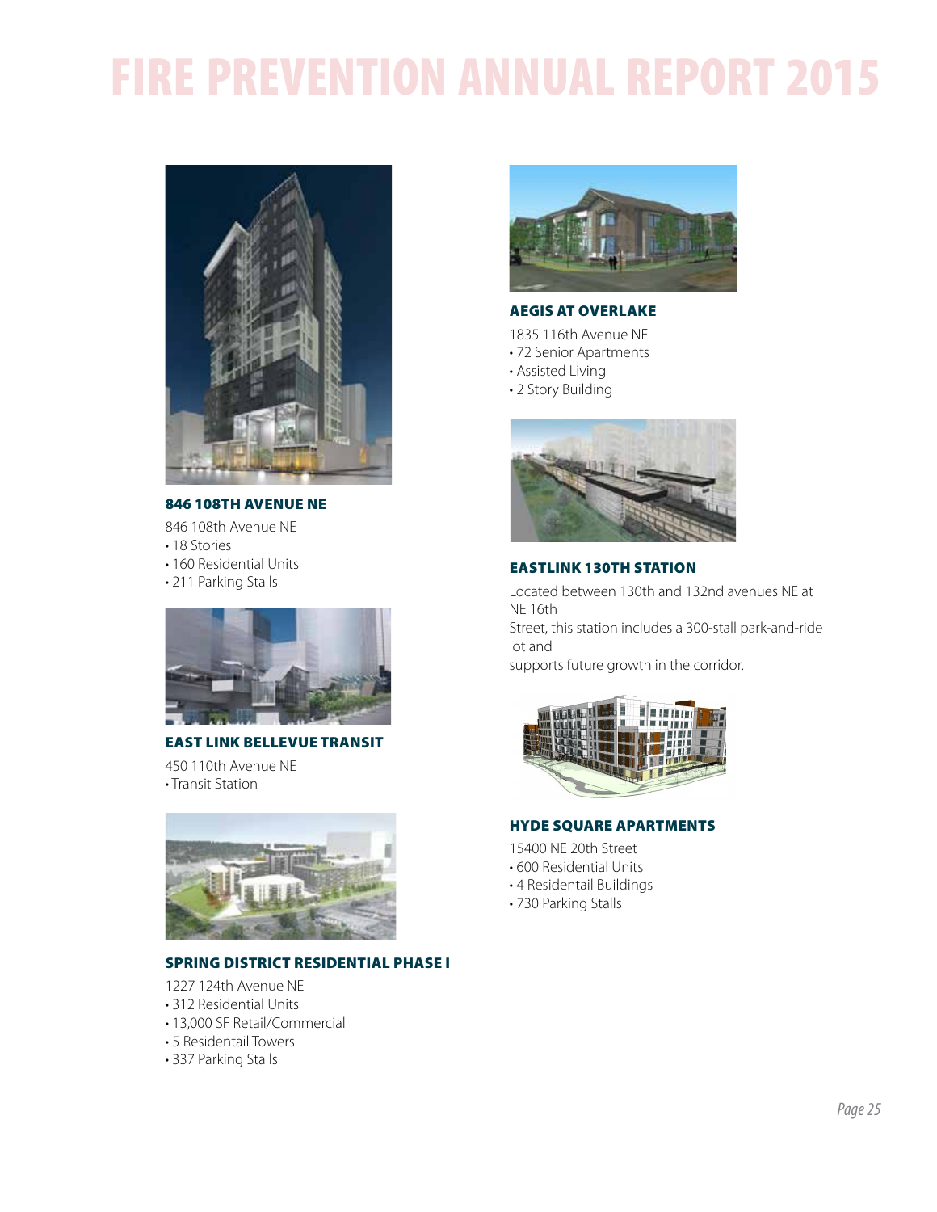### 846 108TH AVENUE NE

846 108th Avenue NE

- 18 Stories
- 160 Residential Units
- 211 Parking Stalls

### EAST LINK BELLEVUE TRANSIT

450 110th Avenue NE

- Transit Station

### SPRING DISTRICT RESIDENTIAL PHASE I

1227 124th Avenue NE

- 312 Residential Units
- 13,000 SF Retail/Commercial
- 5 Residentail Towers
- 337 Parking Stalls

### AEGIS AT OVERLAKE

1835 116th Avenue NE

- 72 Senior Apartments
- Assisted Living
- 2 Story Building

### EASTLINK 130TH STATION

Located between 130th and 132nd avenues NE at NE 16th Street, this station includes a 300-stall park-and-ride lot and supports future growth in the corridor.

### HYDE SQUARE APARTMENTS

15400 NE 20th Street

- 600 Residential Units
- 4 Residentail Buildings
- 730 Parking Stalls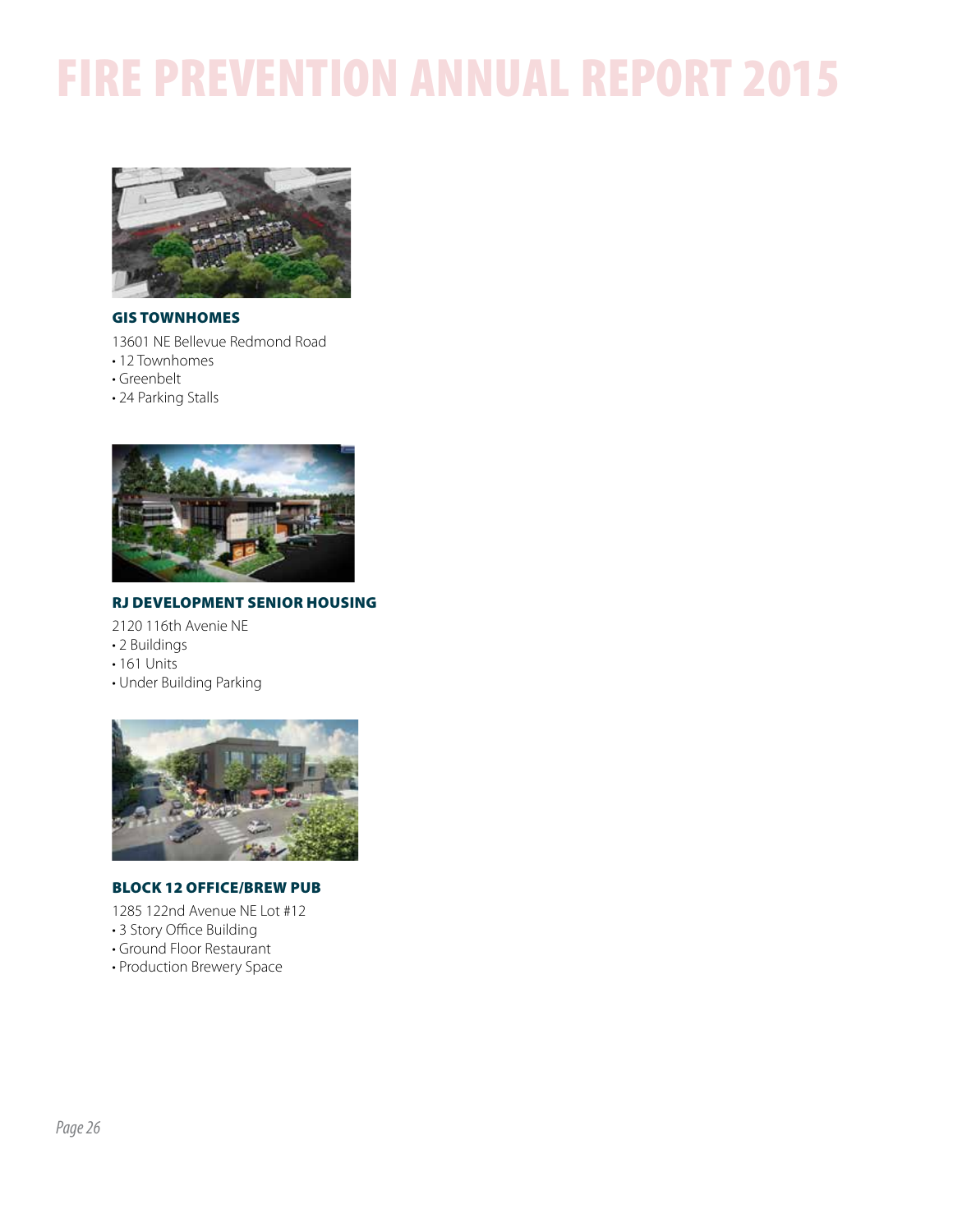### GIS TOWNHOMES

13601 NE Bellevue Redmond Road

- 12 Townhomes
- Greenbelt
- 24 Parking Stalls

### RJ DEVELOPMENT SENIOR HOUSING

2120 116th Avenie NE

- 2 Buildings
- 161 Units
- Under Building Parking

### BLOCK 12 OFFICE/BREW PUB

1285 122nd Avenue NE Lot #12

- 3 Story Office Building
- Ground Floor Restaurant
- Production Brewery Space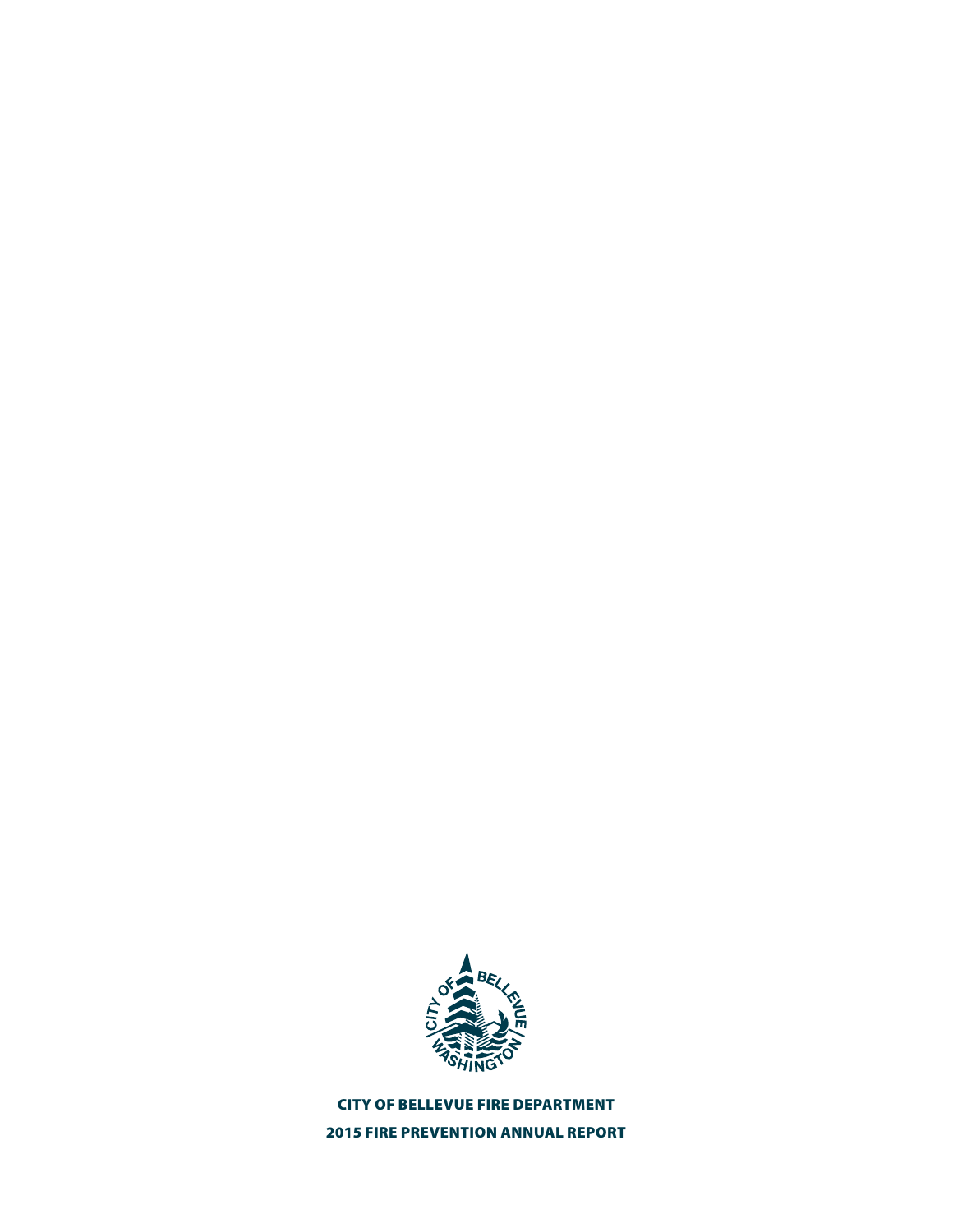CITY OF BELLEVUE FIRE DEPARTMENT

2015 FIRE PREVENTION ANNUAL REPORT